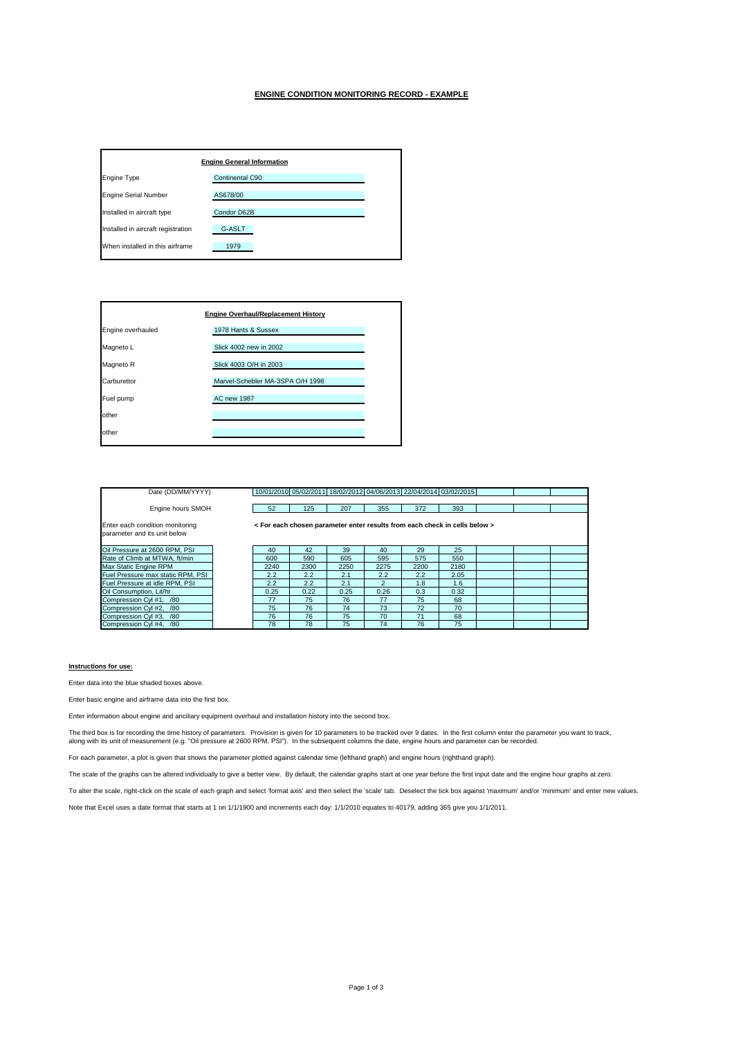## ENGINE CONDITION MONITORING RECORD - EXAMPLE

| Engine General Information | |
|---|---|
| Engine Type | Continental C90 |
| Engine Serial Number | AS678/00 |
| Installed in aircraft type | Condor D62B |
| Installed in aircraft registration | G-ASLT |
| When installed in this airframe | 1979 |

| Engine Overhaul/Replacement History | |
|---|---|
| Engine overhauled | 1978 Hants & Sussex |
| Magneto L | Slick 4002 new in 2002 |
| Magneto R | Slick 4003 O/H in 2003 |
| Carburettor | Marvel-Schebler MA-3SPA O/H 1998 |
| Fuel pump | AC new 1987 |
| other | |
| other | |

| Date (DD/MM/YYYY) | | 10/01/2010 | 05/02/2011 | 18/02/2012 | 04/06/2013 | 22/04/2014 | 03/02/2015 | | | |
|---|---|---|---|---|---|---|---|---|---|---|
| Engine hours SMOH | | 52 | 125 | 207 | 355 | 372 | 393 | | | |
| Enter each condition monitoring parameter and its unit below | | < For each chosen parameter enter results from each check in cells below > | | | | | | | | |
| Oil Pressure at 2600 RPM, PSI | | 40 | 42 | 39 | 40 | 29 | 25 | | | |
| Rate of Climb at MTWA, ft/min | | 600 | 590 | 605 | 595 | 575 | 550 | | | |
| Max Static Engine RPM | | 2240 | 2300 | 2250 | 2275 | 2200 | 2180 | | | |
| Fuel Pressure max static RPM, PSI | | 2.2 | 2.2 | 2.1 | 2.2 | 2.2 | 2.05 | | | |
| Fuel Pressure at idle RPM, PSI | | 2.2 | 2.2 | 2.1 | 2 | 1.8 | 1.6 | | | |
| Oil Consumption, Lit/hr | | 0.25 | 0.22 | 0.25 | 0.26 | 0.3 | 0.32 | | | |
| Compression Cyl #1, /80 | | 77 | 75 | 76 | 77 | 75 | 68 | | | |
| Compression Cyl #2, /80 | | 75 | 76 | 74 | 73 | 72 | 70 | | | |
| Compression Cyl #3, /80 | | 76 | 76 | 75 | 70 | 71 | 68 | | | |
| Compression Cyl #4, /80 | | 78 | 78 | 75 | 74 | 76 | 75 | | | |

**Instructions for use:**

Enter data into the blue shaded boxes above.

Enter basic engine and airframe data into the first box.

Enter information about engine and anciliary equipment overhaul and installation history into the second box.

The third box is for recording the time history of parameters. Provision is given for 10 parameters to be tracked over 9 dates. In the first column enter the parameter you want to track, along with its unit of measurement (e.g. "Oil pressure at 2600 RPM, PSI"). In the subsequent columns the date, engine hours and parameter can be recorded.

For each parameter, a plot is given that shows the parameter plotted against calendar time (lefthand graph) and engine hours (righthand graph).

The scale of the graphs can be altered individually to give a better view. By default, the calendar graphs start at one year before the first input date and the engine hour graphs at zero.

To alter the scale, right-click on the scale of each graph and select 'format axis' and then select the 'scale' tab. Deselect the tick box against 'maximum' and/or 'minimum' and enter new values.

Note that Excel uses a date format that starts at 1 on 1/1/1900 and increments each day: 1/1/2010 equates to 40179, adding 365 give you 1/1/2011.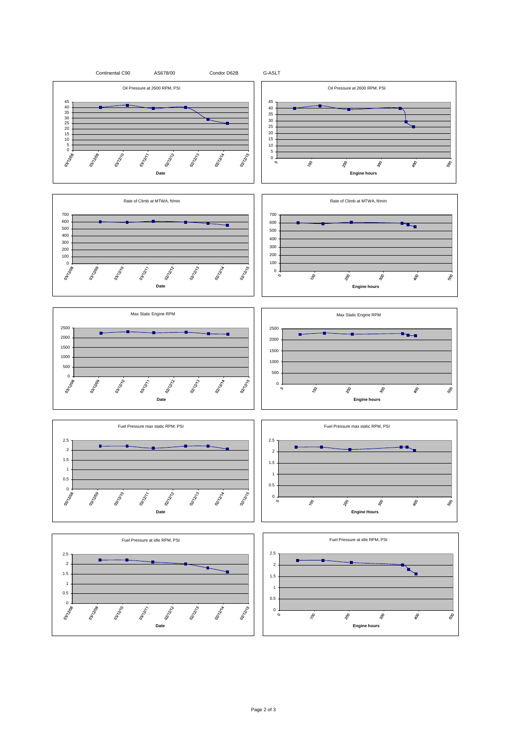Continental C90    AS678/00    Condor D62B    G-ASLT

Oil Pressure at 2600 RPM, PSI

Date

Oil Pressure at 2600 RPM, PSI

Engine hours

Rate of Climb at MTWA, ft/min

Date

Rate of Climb at MTWA, ft/min

Engine hours

Max Static Engine RPM

Date

Max Static Engine RPM

Engine hours

Fuel Pressure max static RPM, PSI

Date

Fuel Pressure max static RPM, PSI

Engine Hours

Fuel Pressure at idle RPM, PSI

Date

Fuel Pressure at idle RPM, PSI

Engine hours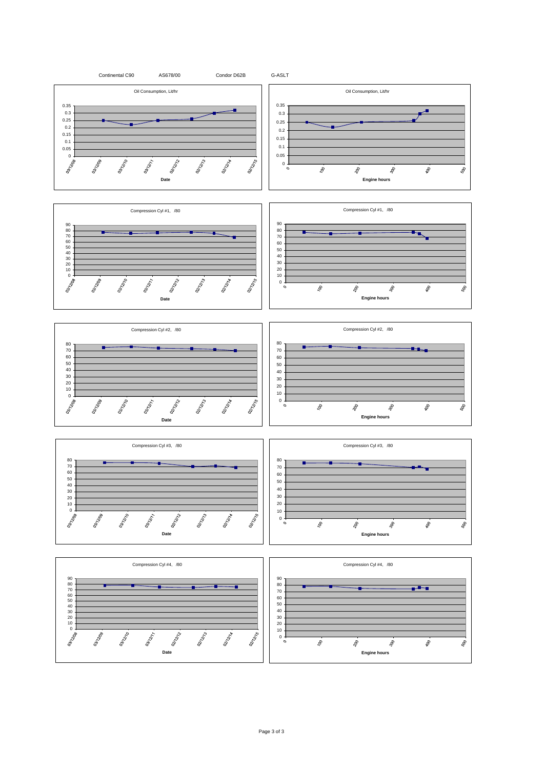Continental C90 AS678/00 Condor D62B G-ASLT

Oil Consumption, Lit/hr

0.35
0.3
0.25
0.2
0.15
0.1
0.05
0

03/12/08 03/12/09 03/12/10 03/12/11 02/12/12 02/12/13 02/12/14 02/12/15

Date

Oil Consumption, Lit/hr

0.35
0.3
0.25
0.2
0.15
0.1
0.05
0

0 100 200 300 400 500

Engine hours

Compression Cyl #1, /80

90
80
70
60
50
40
30
20
10
0

03/12/08 03/12/09 03/12/10 03/12/11 02/12/12 02/12/13 02/12/14 02/12/15

Date

Compression Cyl #1, /80

90
80
70
60
50
40
30
20
10
0

0 100 200 300 400 500

Engine hours

Compression Cyl #2, /80

80
70
60
50
40
30
20
10
0

03/12/08 03/12/09 03/12/10 03/12/11 02/12/12 02/12/13 02/12/14 02/12/15

Date

Compression Cyl #2, /80

80
70
60
50
40
30
20
10
0

0 100 200 300 400 500

Engine hours

Compression Cyl #3, /80

80
70
60
50
40
30
20
10
0

03/12/08 03/12/09 03/12/10 03/12/11 02/12/12 02/12/13 02/12/14 02/12/15

Date

Compression Cyl #3, /80

80
70
60
50
40
30
20
10
0

0 100 200 300 400 500

Engine hours

Compression Cyl #4, /80

90
80
70
60
50
40
30
20
10
0

03/12/08 03/12/09 03/12/10 03/12/11 02/12/12 02/12/13 02/12/14 02/12/15

Date

Compression Cyl #4, /80

90
80
70
60
50
40
30
20
10
0

0 100 200 300 400 500

Engine hours